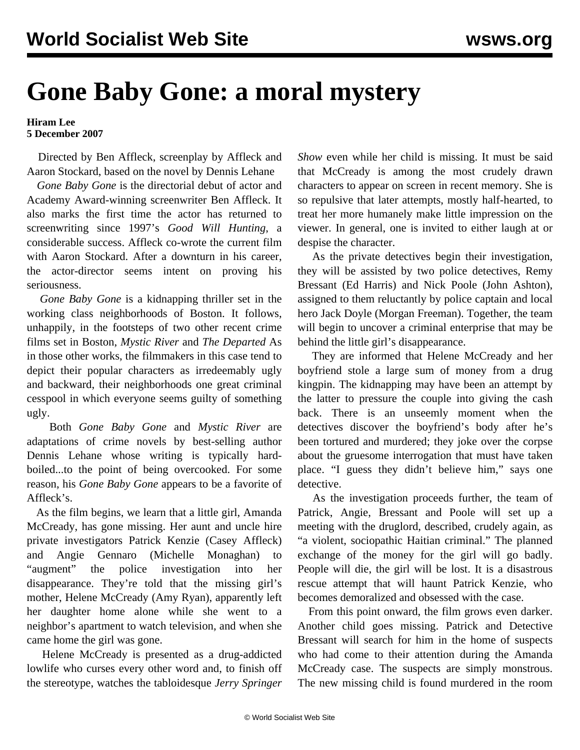# Gone Baby Gone: a moral mystery

**Hiram Lee**
**5 December 2007**

Directed by Ben Affleck, screenplay by Affleck and Aaron Stockard, based on the novel by Dennis Lehane

*Gone Baby Gone* is the directorial debut of actor and Academy Award-winning screenwriter Ben Affleck. It also marks the first time the actor has returned to screenwriting since 1997's *Good Will Hunting*, a considerable success. Affleck co-wrote the current film with Aaron Stockard. After a downturn in his career, the actor-director seems intent on proving his seriousness.

*Gone Baby Gone* is a kidnapping thriller set in the working class neighborhoods of Boston. It follows, unhappily, in the footsteps of two other recent crime films set in Boston, *Mystic River* and *The Departed* As in those other works, the filmmakers in this case tend to depict their popular characters as irredeemably ugly and backward, their neighborhoods one great criminal cesspool in which everyone seems guilty of something ugly.

Both *Gone Baby Gone* and *Mystic River* are adaptations of crime novels by best-selling author Dennis Lehane whose writing is typically hard-boiled...to the point of being overcooked. For some reason, his *Gone Baby Gone* appears to be a favorite of Affleck's.

As the film begins, we learn that a little girl, Amanda McCready, has gone missing. Her aunt and uncle hire private investigators Patrick Kenzie (Casey Affleck) and Angie Gennaro (Michelle Monaghan) to "augment" the police investigation into her disappearance. They're told that the missing girl's mother, Helene McCready (Amy Ryan), apparently left her daughter home alone while she went to a neighbor's apartment to watch television, and when she came home the girl was gone.

Helene McCready is presented as a drug-addicted lowlife who curses every other word and, to finish off the stereotype, watches the tabloidesque *Jerry Springer Show* even while her child is missing. It must be said that McCready is among the most crudely drawn characters to appear on screen in recent memory. She is so repulsive that later attempts, mostly half-hearted, to treat her more humanely make little impression on the viewer. In general, one is invited to either laugh at or despise the character.

As the private detectives begin their investigation, they will be assisted by two police detectives, Remy Bressant (Ed Harris) and Nick Poole (John Ashton), assigned to them reluctantly by police captain and local hero Jack Doyle (Morgan Freeman). Together, the team will begin to uncover a criminal enterprise that may be behind the little girl's disappearance.

They are informed that Helene McCready and her boyfriend stole a large sum of money from a drug kingpin. The kidnapping may have been an attempt by the latter to pressure the couple into giving the cash back. There is an unseemly moment when the detectives discover the boyfriend's body after he's been tortured and murdered; they joke over the corpse about the gruesome interrogation that must have taken place. "I guess they didn't believe him," says one detective.

As the investigation proceeds further, the team of Patrick, Angie, Bressant and Poole will set up a meeting with the druglord, described, crudely again, as "a violent, sociopathic Haitian criminal." The planned exchange of the money for the girl will go badly. People will die, the girl will be lost. It is a disastrous rescue attempt that will haunt Patrick Kenzie, who becomes demoralized and obsessed with the case.

From this point onward, the film grows even darker. Another child goes missing. Patrick and Detective Bressant will search for him in the home of suspects who had come to their attention during the Amanda McCready case. The suspects are simply monstrous. The new missing child is found murdered in the room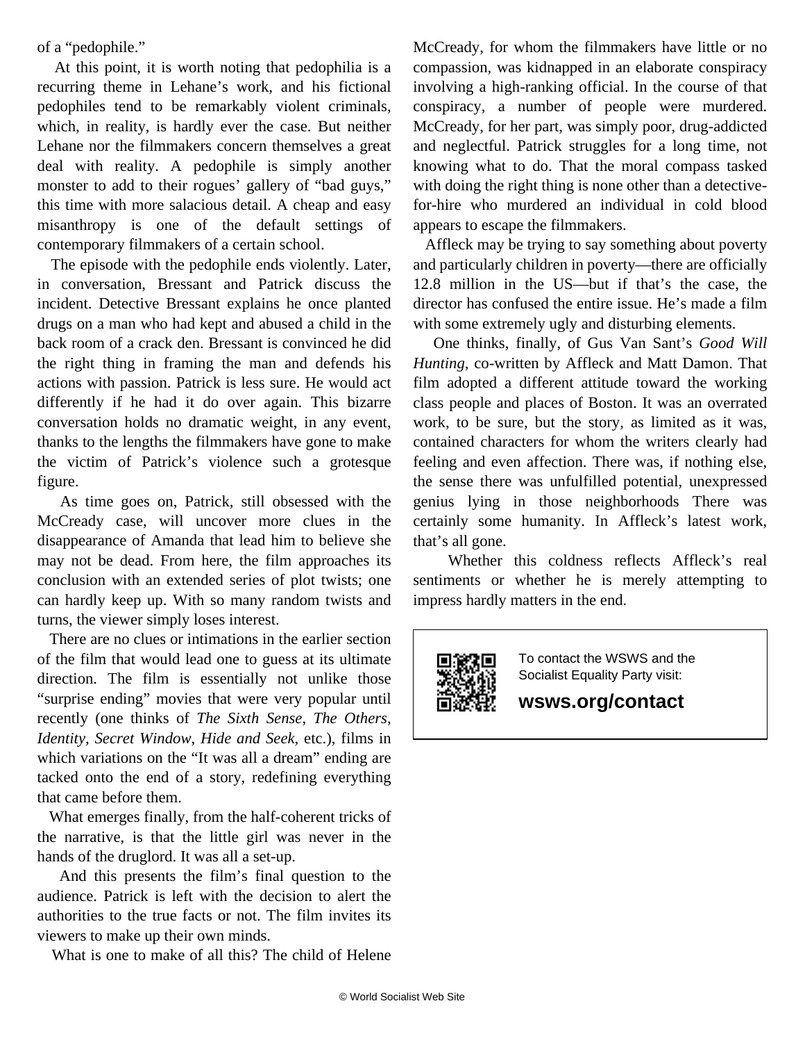of a "pedophile."

At this point, it is worth noting that pedophilia is a recurring theme in Lehane's work, and his fictional pedophiles tend to be remarkably violent criminals, which, in reality, is hardly ever the case. But neither Lehane nor the filmmakers concern themselves a great deal with reality. A pedophile is simply another monster to add to their rogues' gallery of "bad guys," this time with more salacious detail. A cheap and easy misanthropy is one of the default settings of contemporary filmmakers of a certain school.

The episode with the pedophile ends violently. Later, in conversation, Bressant and Patrick discuss the incident. Detective Bressant explains he once planted drugs on a man who had kept and abused a child in the back room of a crack den. Bressant is convinced he did the right thing in framing the man and defends his actions with passion. Patrick is less sure. He would act differently if he had it do over again. This bizarre conversation holds no dramatic weight, in any event, thanks to the lengths the filmmakers have gone to make the victim of Patrick's violence such a grotesque figure.

As time goes on, Patrick, still obsessed with the McCready case, will uncover more clues in the disappearance of Amanda that lead him to believe she may not be dead. From here, the film approaches its conclusion with an extended series of plot twists; one can hardly keep up. With so many random twists and turns, the viewer simply loses interest.

There are no clues or intimations in the earlier section of the film that would lead one to guess at its ultimate direction. The film is essentially not unlike those "surprise ending" movies that were very popular until recently (one thinks of *The Sixth Sense*, *The Others*, *Identity*, *Secret Window*, *Hide and Seek*, etc.), films in which variations on the "It was all a dream" ending are tacked onto the end of a story, redefining everything that came before them.

What emerges finally, from the half-coherent tricks of the narrative, is that the little girl was never in the hands of the druglord. It was all a set-up.

And this presents the film's final question to the audience. Patrick is left with the decision to alert the authorities to the true facts or not. The film invites its viewers to make up their own minds.

What is one to make of all this? The child of Helene McCready, for whom the filmmakers have little or no compassion, was kidnapped in an elaborate conspiracy involving a high-ranking official. In the course of that conspiracy, a number of people were murdered. McCready, for her part, was simply poor, drug-addicted and neglectful. Patrick struggles for a long time, not knowing what to do. That the moral compass tasked with doing the right thing is none other than a detective-for-hire who murdered an individual in cold blood appears to escape the filmmakers.

Affleck may be trying to say something about poverty and particularly children in poverty—there are officially 12.8 million in the US—but if that's the case, the director has confused the entire issue. He's made a film with some extremely ugly and disturbing elements.

One thinks, finally, of Gus Van Sant's *Good Will Hunting*, co-written by Affleck and Matt Damon. That film adopted a different attitude toward the working class people and places of Boston. It was an overrated work, to be sure, but the story, as limited as it was, contained characters for whom the writers clearly had feeling and even affection. There was, if nothing else, the sense there was unfulfilled potential, unexpressed genius lying in those neighborhoods There was certainly some humanity. In Affleck's latest work, that's all gone.

Whether this coldness reflects Affleck's real sentiments or whether he is merely attempting to impress hardly matters in the end.

To contact the WSWS and the Socialist Equality Party visit:

**wsws.org/contact**